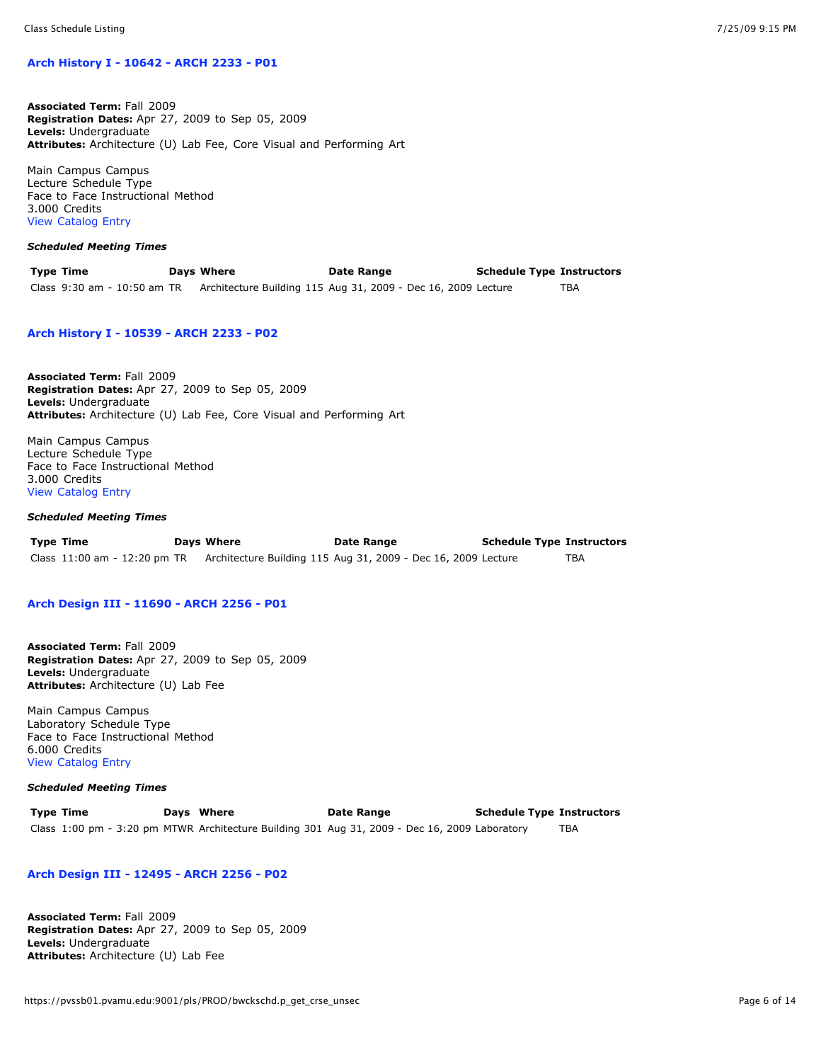### Arch History I - 10642 - ARCH 2233 - P01

**Associated Term:** Fall 2009
**Registration Dates:** Apr 27, 2009 to Sep 05, 2009
**Levels:** Undergraduate
**Attributes:** Architecture (U) Lab Fee, Core Visual and Performing Art

Main Campus Campus
Lecture Schedule Type
Face to Face Instructional Method
3.000 Credits
View Catalog Entry

***Scheduled Meeting Times***

| Type | Time | Days | Where | Date Range | Schedule Type | Instructors |
|---|---|---|---|---|---|---|
| Class | 9:30 am - 10:50 am | TR | Architecture Building 115 | Aug 31, 2009 - Dec 16, 2009 | Lecture | TBA |

### Arch History I - 10539 - ARCH 2233 - P02

**Associated Term:** Fall 2009
**Registration Dates:** Apr 27, 2009 to Sep 05, 2009
**Levels:** Undergraduate
**Attributes:** Architecture (U) Lab Fee, Core Visual and Performing Art

Main Campus Campus
Lecture Schedule Type
Face to Face Instructional Method
3.000 Credits
View Catalog Entry

***Scheduled Meeting Times***

| Type | Time | Days | Where | Date Range | Schedule Type | Instructors |
|---|---|---|---|---|---|---|
| Class | 11:00 am - 12:20 pm | TR | Architecture Building 115 | Aug 31, 2009 - Dec 16, 2009 | Lecture | TBA |

### Arch Design III - 11690 - ARCH 2256 - P01

**Associated Term:** Fall 2009
**Registration Dates:** Apr 27, 2009 to Sep 05, 2009
**Levels:** Undergraduate
**Attributes:** Architecture (U) Lab Fee

Main Campus Campus
Laboratory Schedule Type
Face to Face Instructional Method
6.000 Credits
View Catalog Entry

***Scheduled Meeting Times***

| Type | Time | Days | Where | Date Range | Schedule Type | Instructors |
|---|---|---|---|---|---|---|
| Class | 1:00 pm - 3:20 pm | MTWR | Architecture Building 301 | Aug 31, 2009 - Dec 16, 2009 | Laboratory | TBA |

### Arch Design III - 12495 - ARCH 2256 - P02

**Associated Term:** Fall 2009
**Registration Dates:** Apr 27, 2009 to Sep 05, 2009
**Levels:** Undergraduate
**Attributes:** Architecture (U) Lab Fee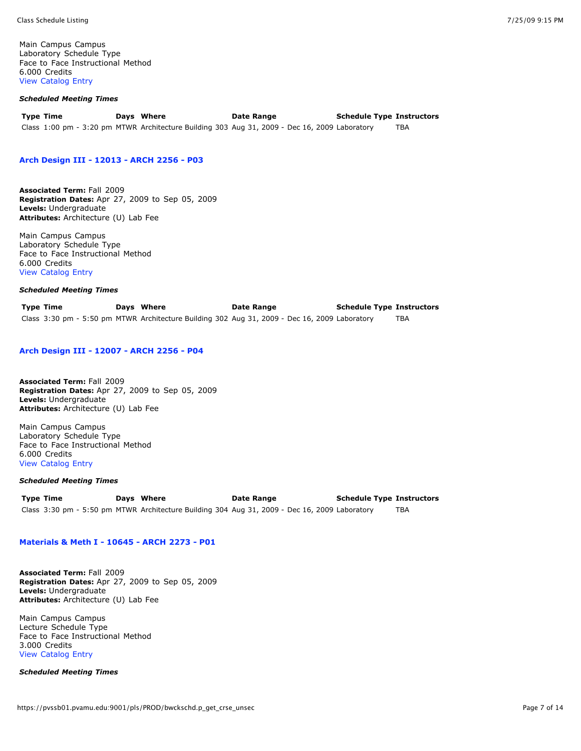Main Campus Campus
Laboratory Schedule Type
Face to Face Instructional Method
6.000 Credits
View Catalog Entry

***Scheduled Meeting Times***

| Type | Time | Days | Where | Date Range | Schedule Type | Instructors |
|---|---|---|---|---|---|---|
| Class | 1:00 pm - 3:20 pm | MTWR | Architecture Building 303 | Aug 31, 2009 - Dec 16, 2009 | Laboratory | TBA |

### Arch Design III - 12013 - ARCH 2256 - P03

**Associated Term:** Fall 2009
**Registration Dates:** Apr 27, 2009 to Sep 05, 2009
**Levels:** Undergraduate
**Attributes:** Architecture (U) Lab Fee

Main Campus Campus
Laboratory Schedule Type
Face to Face Instructional Method
6.000 Credits
View Catalog Entry

***Scheduled Meeting Times***

| Type | Time | Days | Where | Date Range | Schedule Type | Instructors |
|---|---|---|---|---|---|---|
| Class | 3:30 pm - 5:50 pm | MTWR | Architecture Building 302 | Aug 31, 2009 - Dec 16, 2009 | Laboratory | TBA |

### Arch Design III - 12007 - ARCH 2256 - P04

**Associated Term:** Fall 2009
**Registration Dates:** Apr 27, 2009 to Sep 05, 2009
**Levels:** Undergraduate
**Attributes:** Architecture (U) Lab Fee

Main Campus Campus
Laboratory Schedule Type
Face to Face Instructional Method
6.000 Credits
View Catalog Entry

***Scheduled Meeting Times***

| Type | Time | Days | Where | Date Range | Schedule Type | Instructors |
|---|---|---|---|---|---|---|
| Class | 3:30 pm - 5:50 pm | MTWR | Architecture Building 304 | Aug 31, 2009 - Dec 16, 2009 | Laboratory | TBA |

### Materials & Meth I - 10645 - ARCH 2273 - P01

**Associated Term:** Fall 2009
**Registration Dates:** Apr 27, 2009 to Sep 05, 2009
**Levels:** Undergraduate
**Attributes:** Architecture (U) Lab Fee

Main Campus Campus
Lecture Schedule Type
Face to Face Instructional Method
3.000 Credits
View Catalog Entry

***Scheduled Meeting Times***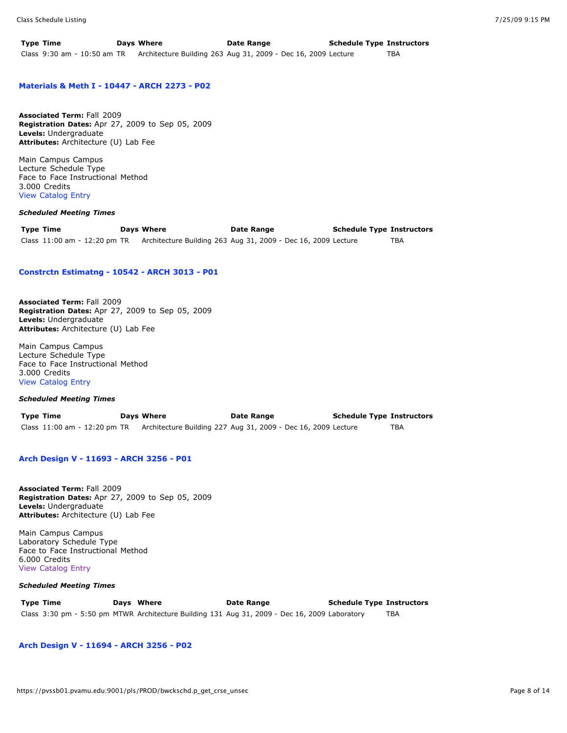| Type | Time | Days | Where | Date Range | Schedule Type | Instructors |
|---|---|---|---|---|---|---|
| Class | 9:30 am - 10:50 am | TR | Architecture Building 263 | Aug 31, 2009 - Dec 16, 2009 | Lecture | TBA |

### Materials & Meth I - 10447 - ARCH 2273 - P02

**Associated Term:** Fall 2009
**Registration Dates:** Apr 27, 2009 to Sep 05, 2009
**Levels:** Undergraduate
**Attributes:** Architecture (U) Lab Fee

Main Campus Campus
Lecture Schedule Type
Face to Face Instructional Method
3.000 Credits
View Catalog Entry

***Scheduled Meeting Times***

| Type | Time | Days | Where | Date Range | Schedule Type | Instructors |
|---|---|---|---|---|---|---|
| Class | 11:00 am - 12:20 pm | TR | Architecture Building 263 | Aug 31, 2009 - Dec 16, 2009 | Lecture | TBA |

### Constrctn Estimatng - 10542 - ARCH 3013 - P01

**Associated Term:** Fall 2009
**Registration Dates:** Apr 27, 2009 to Sep 05, 2009
**Levels:** Undergraduate
**Attributes:** Architecture (U) Lab Fee

Main Campus Campus
Lecture Schedule Type
Face to Face Instructional Method
3.000 Credits
View Catalog Entry

***Scheduled Meeting Times***

| Type | Time | Days | Where | Date Range | Schedule Type | Instructors |
|---|---|---|---|---|---|---|
| Class | 11:00 am - 12:20 pm | TR | Architecture Building 227 | Aug 31, 2009 - Dec 16, 2009 | Lecture | TBA |

### Arch Design V - 11693 - ARCH 3256 - P01

**Associated Term:** Fall 2009
**Registration Dates:** Apr 27, 2009 to Sep 05, 2009
**Levels:** Undergraduate
**Attributes:** Architecture (U) Lab Fee

Main Campus Campus
Laboratory Schedule Type
Face to Face Instructional Method
6.000 Credits
View Catalog Entry

***Scheduled Meeting Times***

| Type | Time | Days | Where | Date Range | Schedule Type | Instructors |
|---|---|---|---|---|---|---|
| Class | 3:30 pm - 5:50 pm | MTWR | Architecture Building 131 | Aug 31, 2009 - Dec 16, 2009 | Laboratory | TBA |

### Arch Design V - 11694 - ARCH 3256 - P02